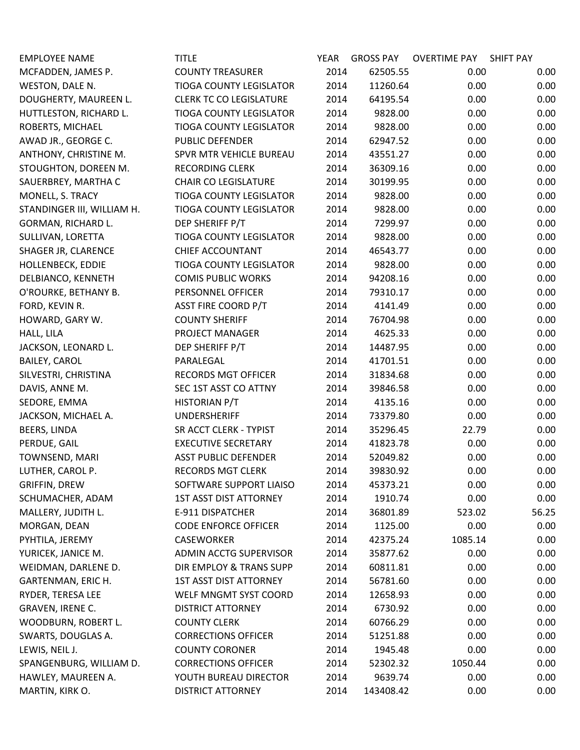| EMPLOYEE NAME | TITLE | YEAR | GROSS PAY | OVERTIME PAY | SHIFT PAY |
|---|---|---|---|---|---|
| MCFADDEN, JAMES P. | COUNTY TREASURER | 2014 | 62505.55 | 0.00 | 0.00 |
| WESTON, DALE N. | TIOGA COUNTY LEGISLATOR | 2014 | 11260.64 | 0.00 | 0.00 |
| DOUGHERTY, MAUREEN L. | CLERK TC CO LEGISLATURE | 2014 | 64195.54 | 0.00 | 0.00 |
| HUTTLESTON, RICHARD L. | TIOGA COUNTY LEGISLATOR | 2014 | 9828.00 | 0.00 | 0.00 |
| ROBERTS, MICHAEL | TIOGA COUNTY LEGISLATOR | 2014 | 9828.00 | 0.00 | 0.00 |
| AWAD JR., GEORGE C. | PUBLIC DEFENDER | 2014 | 62947.52 | 0.00 | 0.00 |
| ANTHONY, CHRISTINE M. | SPVR MTR VEHICLE BUREAU | 2014 | 43551.27 | 0.00 | 0.00 |
| STOUGHTON, DOREEN M. | RECORDING CLERK | 2014 | 36309.16 | 0.00 | 0.00 |
| SAUERBREY, MARTHA C | CHAIR CO LEGISLATURE | 2014 | 30199.95 | 0.00 | 0.00 |
| MONELL, S. TRACY | TIOGA COUNTY LEGISLATOR | 2014 | 9828.00 | 0.00 | 0.00 |
| STANDINGER III, WILLIAM H. | TIOGA COUNTY LEGISLATOR | 2014 | 9828.00 | 0.00 | 0.00 |
| GORMAN, RICHARD L. | DEP SHERIFF P/T | 2014 | 7299.97 | 0.00 | 0.00 |
| SULLIVAN, LORETTA | TIOGA COUNTY LEGISLATOR | 2014 | 9828.00 | 0.00 | 0.00 |
| SHAGER JR, CLARENCE | CHIEF ACCOUNTANT | 2014 | 46543.77 | 0.00 | 0.00 |
| HOLLENBECK, EDDIE | TIOGA COUNTY LEGISLATOR | 2014 | 9828.00 | 0.00 | 0.00 |
| DELBIANCO, KENNETH | COMIS PUBLIC WORKS | 2014 | 94208.16 | 0.00 | 0.00 |
| O'ROURKE, BETHANY B. | PERSONNEL OFFICER | 2014 | 79310.17 | 0.00 | 0.00 |
| FORD, KEVIN R. | ASST FIRE COORD P/T | 2014 | 4141.49 | 0.00 | 0.00 |
| HOWARD, GARY W. | COUNTY SHERIFF | 2014 | 76704.98 | 0.00 | 0.00 |
| HALL, LILA | PROJECT MANAGER | 2014 | 4625.33 | 0.00 | 0.00 |
| JACKSON, LEONARD L. | DEP SHERIFF P/T | 2014 | 14487.95 | 0.00 | 0.00 |
| BAILEY, CAROL | PARALEGAL | 2014 | 41701.51 | 0.00 | 0.00 |
| SILVESTRI, CHRISTINA | RECORDS MGT OFFICER | 2014 | 31834.68 | 0.00 | 0.00 |
| DAVIS, ANNE M. | SEC 1ST ASST CO ATTNY | 2014 | 39846.58 | 0.00 | 0.00 |
| SEDORE, EMMA | HISTORIAN P/T | 2014 | 4135.16 | 0.00 | 0.00 |
| JACKSON, MICHAEL A. | UNDERSHERIFF | 2014 | 73379.80 | 0.00 | 0.00 |
| BEERS, LINDA | SR ACCT CLERK - TYPIST | 2014 | 35296.45 | 22.79 | 0.00 |
| PERDUE, GAIL | EXECUTIVE SECRETARY | 2014 | 41823.78 | 0.00 | 0.00 |
| TOWNSEND, MARI | ASST PUBLIC DEFENDER | 2014 | 52049.82 | 0.00 | 0.00 |
| LUTHER, CAROL P. | RECORDS MGT CLERK | 2014 | 39830.92 | 0.00 | 0.00 |
| GRIFFIN, DREW | SOFTWARE SUPPORT LIAISO | 2014 | 45373.21 | 0.00 | 0.00 |
| SCHUMACHER, ADAM | 1ST ASST DIST ATTORNEY | 2014 | 1910.74 | 0.00 | 0.00 |
| MALLERY, JUDITH L. | E-911 DISPATCHER | 2014 | 36801.89 | 523.02 | 56.25 |
| MORGAN, DEAN | CODE ENFORCE OFFICER | 2014 | 1125.00 | 0.00 | 0.00 |
| PYHTILA, JEREMY | CASEWORKER | 2014 | 42375.24 | 1085.14 | 0.00 |
| YURICEK, JANICE M. | ADMIN ACCTG SUPERVISOR | 2014 | 35877.62 | 0.00 | 0.00 |
| WEIDMAN, DARLENE D. | DIR EMPLOY & TRANS SUPP | 2014 | 60811.81 | 0.00 | 0.00 |
| GARTENMAN, ERIC H. | 1ST ASST DIST ATTORNEY | 2014 | 56781.60 | 0.00 | 0.00 |
| RYDER, TERESA LEE | WELF MNGMT SYST COORD | 2014 | 12658.93 | 0.00 | 0.00 |
| GRAVEN, IRENE C. | DISTRICT ATTORNEY | 2014 | 6730.92 | 0.00 | 0.00 |
| WOODBURN, ROBERT L. | COUNTY CLERK | 2014 | 60766.29 | 0.00 | 0.00 |
| SWARTS, DOUGLAS A. | CORRECTIONS OFFICER | 2014 | 51251.88 | 0.00 | 0.00 |
| LEWIS, NEIL J. | COUNTY CORONER | 2014 | 1945.48 | 0.00 | 0.00 |
| SPANGENBURG, WILLIAM D. | CORRECTIONS OFFICER | 2014 | 52302.32 | 1050.44 | 0.00 |
| HAWLEY, MAUREEN A. | YOUTH BUREAU DIRECTOR | 2014 | 9639.74 | 0.00 | 0.00 |
| MARTIN, KIRK O. | DISTRICT ATTORNEY | 2014 | 143408.42 | 0.00 | 0.00 |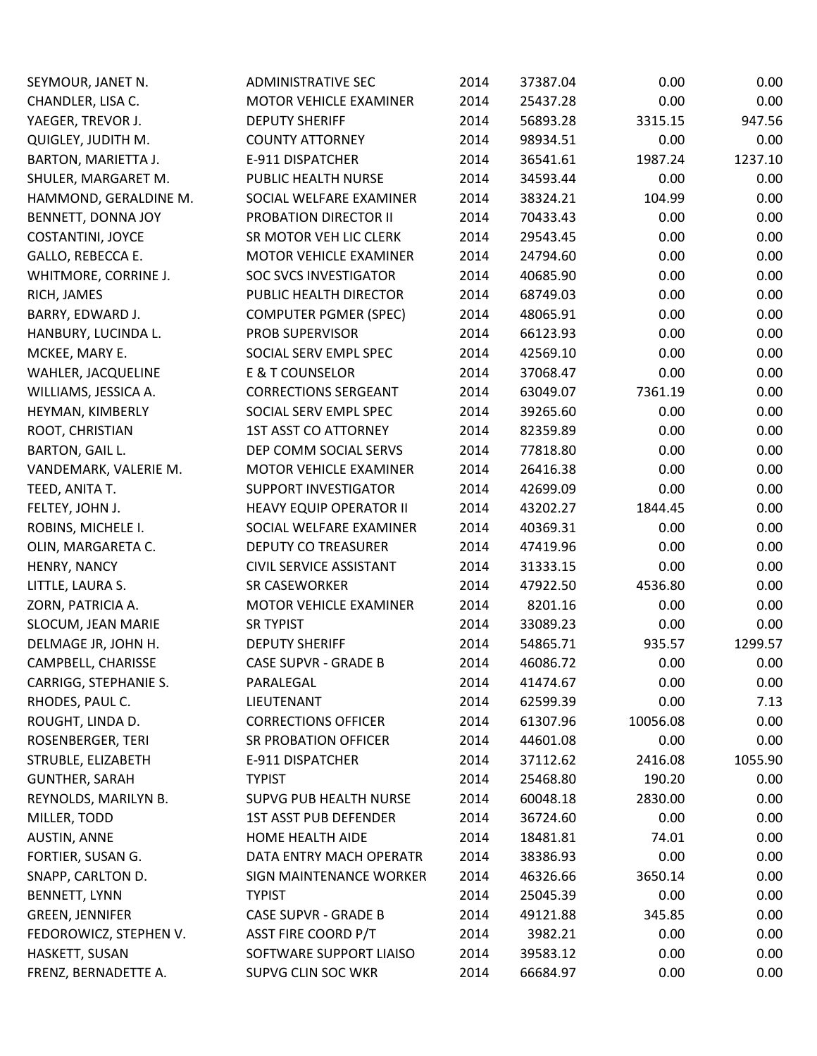| | | | | | |
|---|---|---|---|---|---|
| SEYMOUR, JANET N. | ADMINISTRATIVE SEC | 2014 | 37387.04 | 0.00 | 0.00 |
| CHANDLER, LISA C. | MOTOR VEHICLE EXAMINER | 2014 | 25437.28 | 0.00 | 0.00 |
| YAEGER, TREVOR J. | DEPUTY SHERIFF | 2014 | 56893.28 | 3315.15 | 947.56 |
| QUIGLEY, JUDITH M. | COUNTY ATTORNEY | 2014 | 98934.51 | 0.00 | 0.00 |
| BARTON, MARIETTA J. | E-911 DISPATCHER | 2014 | 36541.61 | 1987.24 | 1237.10 |
| SHULER, MARGARET M. | PUBLIC HEALTH NURSE | 2014 | 34593.44 | 0.00 | 0.00 |
| HAMMOND, GERALDINE M. | SOCIAL WELFARE EXAMINER | 2014 | 38324.21 | 104.99 | 0.00 |
| BENNETT, DONNA JOY | PROBATION DIRECTOR II | 2014 | 70433.43 | 0.00 | 0.00 |
| COSTANTINI, JOYCE | SR MOTOR VEH LIC CLERK | 2014 | 29543.45 | 0.00 | 0.00 |
| GALLO, REBECCA E. | MOTOR VEHICLE EXAMINER | 2014 | 24794.60 | 0.00 | 0.00 |
| WHITMORE, CORRINE J. | SOC SVCS INVESTIGATOR | 2014 | 40685.90 | 0.00 | 0.00 |
| RICH, JAMES | PUBLIC HEALTH DIRECTOR | 2014 | 68749.03 | 0.00 | 0.00 |
| BARRY, EDWARD J. | COMPUTER PGMER (SPEC) | 2014 | 48065.91 | 0.00 | 0.00 |
| HANBURY, LUCINDA L. | PROB SUPERVISOR | 2014 | 66123.93 | 0.00 | 0.00 |
| MCKEE, MARY E. | SOCIAL SERV EMPL SPEC | 2014 | 42569.10 | 0.00 | 0.00 |
| WAHLER, JACQUELINE | E & T COUNSELOR | 2014 | 37068.47 | 0.00 | 0.00 |
| WILLIAMS, JESSICA A. | CORRECTIONS SERGEANT | 2014 | 63049.07 | 7361.19 | 0.00 |
| HEYMAN, KIMBERLY | SOCIAL SERV EMPL SPEC | 2014 | 39265.60 | 0.00 | 0.00 |
| ROOT, CHRISTIAN | 1ST ASST CO ATTORNEY | 2014 | 82359.89 | 0.00 | 0.00 |
| BARTON, GAIL L. | DEP COMM SOCIAL SERVS | 2014 | 77818.80 | 0.00 | 0.00 |
| VANDEMARK, VALERIE M. | MOTOR VEHICLE EXAMINER | 2014 | 26416.38 | 0.00 | 0.00 |
| TEED, ANITA T. | SUPPORT INVESTIGATOR | 2014 | 42699.09 | 0.00 | 0.00 |
| FELTEY, JOHN J. | HEAVY EQUIP OPERATOR II | 2014 | 43202.27 | 1844.45 | 0.00 |
| ROBINS, MICHELE I. | SOCIAL WELFARE EXAMINER | 2014 | 40369.31 | 0.00 | 0.00 |
| OLIN, MARGARETA C. | DEPUTY CO TREASURER | 2014 | 47419.96 | 0.00 | 0.00 |
| HENRY, NANCY | CIVIL SERVICE ASSISTANT | 2014 | 31333.15 | 0.00 | 0.00 |
| LITTLE, LAURA S. | SR CASEWORKER | 2014 | 47922.50 | 4536.80 | 0.00 |
| ZORN, PATRICIA A. | MOTOR VEHICLE EXAMINER | 2014 | 8201.16 | 0.00 | 0.00 |
| SLOCUM, JEAN MARIE | SR TYPIST | 2014 | 33089.23 | 0.00 | 0.00 |
| DELMAGE JR, JOHN H. | DEPUTY SHERIFF | 2014 | 54865.71 | 935.57 | 1299.57 |
| CAMPBELL, CHARISSE | CASE SUPVR - GRADE B | 2014 | 46086.72 | 0.00 | 0.00 |
| CARRIGG, STEPHANIE S. | PARALEGAL | 2014 | 41474.67 | 0.00 | 0.00 |
| RHODES, PAUL C. | LIEUTENANT | 2014 | 62599.39 | 0.00 | 7.13 |
| ROUGHT, LINDA D. | CORRECTIONS OFFICER | 2014 | 61307.96 | 10056.08 | 0.00 |
| ROSENBERGER, TERI | SR PROBATION OFFICER | 2014 | 44601.08 | 0.00 | 0.00 |
| STRUBLE, ELIZABETH | E-911 DISPATCHER | 2014 | 37112.62 | 2416.08 | 1055.90 |
| GUNTHER, SARAH | TYPIST | 2014 | 25468.80 | 190.20 | 0.00 |
| REYNOLDS, MARILYN B. | SUPVG PUB HEALTH NURSE | 2014 | 60048.18 | 2830.00 | 0.00 |
| MILLER, TODD | 1ST ASST PUB DEFENDER | 2014 | 36724.60 | 0.00 | 0.00 |
| AUSTIN, ANNE | HOME HEALTH AIDE | 2014 | 18481.81 | 74.01 | 0.00 |
| FORTIER, SUSAN G. | DATA ENTRY MACH OPERATR | 2014 | 38386.93 | 0.00 | 0.00 |
| SNAPP, CARLTON D. | SIGN MAINTENANCE WORKER | 2014 | 46326.66 | 3650.14 | 0.00 |
| BENNETT, LYNN | TYPIST | 2014 | 25045.39 | 0.00 | 0.00 |
| GREEN, JENNIFER | CASE SUPVR - GRADE B | 2014 | 49121.88 | 345.85 | 0.00 |
| FEDOROWICZ, STEPHEN V. | ASST FIRE COORD P/T | 2014 | 3982.21 | 0.00 | 0.00 |
| HASKETT, SUSAN | SOFTWARE SUPPORT LIAISO | 2014 | 39583.12 | 0.00 | 0.00 |
| FRENZ, BERNADETTE A. | SUPVG CLIN SOC WKR | 2014 | 66684.97 | 0.00 | 0.00 |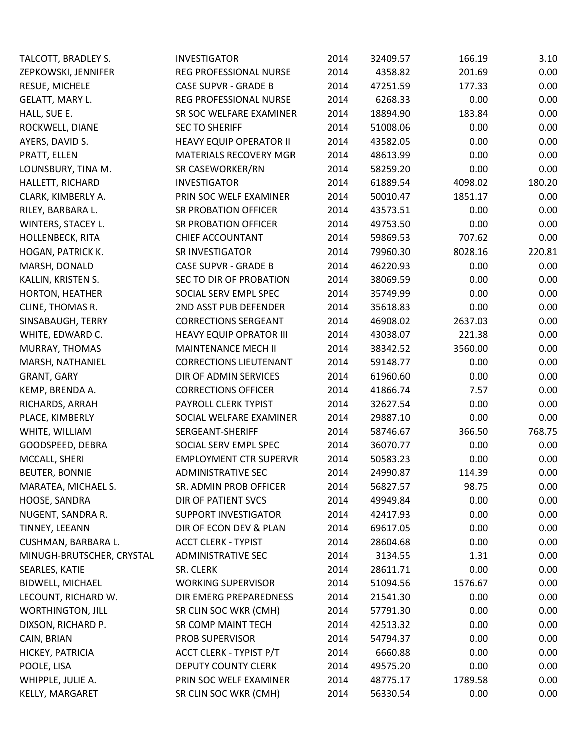| | | | | | |
|---|---|---|---|---|---|
| TALCOTT, BRADLEY S. | INVESTIGATOR | 2014 | 32409.57 | 166.19 | 3.10 |
| ZEPKOWSKI, JENNIFER | REG PROFESSIONAL NURSE | 2014 | 4358.82 | 201.69 | 0.00 |
| RESUE, MICHELE | CASE SUPVR - GRADE B | 2014 | 47251.59 | 177.33 | 0.00 |
| GELATT, MARY L. | REG PROFESSIONAL NURSE | 2014 | 6268.33 | 0.00 | 0.00 |
| HALL, SUE E. | SR SOC WELFARE EXAMINER | 2014 | 18894.90 | 183.84 | 0.00 |
| ROCKWELL, DIANE | SEC TO SHERIFF | 2014 | 51008.06 | 0.00 | 0.00 |
| AYERS, DAVID S. | HEAVY EQUIP OPERATOR II | 2014 | 43582.05 | 0.00 | 0.00 |
| PRATT, ELLEN | MATERIALS RECOVERY MGR | 2014 | 48613.99 | 0.00 | 0.00 |
| LOUNSBURY, TINA M. | SR CASEWORKER/RN | 2014 | 58259.20 | 0.00 | 0.00 |
| HALLETT, RICHARD | INVESTIGATOR | 2014 | 61889.54 | 4098.02 | 180.20 |
| CLARK, KIMBERLY A. | PRIN SOC WELF EXAMINER | 2014 | 50010.47 | 1851.17 | 0.00 |
| RILEY, BARBARA L. | SR PROBATION OFFICER | 2014 | 43573.51 | 0.00 | 0.00 |
| WINTERS, STACEY L. | SR PROBATION OFFICER | 2014 | 49753.50 | 0.00 | 0.00 |
| HOLLENBECK, RITA | CHIEF ACCOUNTANT | 2014 | 59869.53 | 707.62 | 0.00 |
| HOGAN, PATRICK K. | SR INVESTIGATOR | 2014 | 79960.30 | 8028.16 | 220.81 |
| MARSH, DONALD | CASE SUPVR - GRADE B | 2014 | 46220.93 | 0.00 | 0.00 |
| KALLIN, KRISTEN S. | SEC TO DIR OF PROBATION | 2014 | 38069.59 | 0.00 | 0.00 |
| HORTON, HEATHER | SOCIAL SERV EMPL SPEC | 2014 | 35749.99 | 0.00 | 0.00 |
| CLINE, THOMAS R. | 2ND ASST PUB DEFENDER | 2014 | 35618.83 | 0.00 | 0.00 |
| SINSABAUGH, TERRY | CORRECTIONS SERGEANT | 2014 | 46908.02 | 2637.03 | 0.00 |
| WHITE, EDWARD C. | HEAVY EQUIP OPRATOR III | 2014 | 43038.07 | 221.38 | 0.00 |
| MURRAY, THOMAS | MAINTENANCE MECH II | 2014 | 38342.52 | 3560.00 | 0.00 |
| MARSH, NATHANIEL | CORRECTIONS LIEUTENANT | 2014 | 59148.77 | 0.00 | 0.00 |
| GRANT, GARY | DIR OF ADMIN SERVICES | 2014 | 61960.60 | 0.00 | 0.00 |
| KEMP, BRENDA A. | CORRECTIONS OFFICER | 2014 | 41866.74 | 7.57 | 0.00 |
| RICHARDS, ARRAH | PAYROLL CLERK TYPIST | 2014 | 32627.54 | 0.00 | 0.00 |
| PLACE, KIMBERLY | SOCIAL WELFARE EXAMINER | 2014 | 29887.10 | 0.00 | 0.00 |
| WHITE, WILLIAM | SERGEANT-SHERIFF | 2014 | 58746.67 | 366.50 | 768.75 |
| GOODSPEED, DEBRA | SOCIAL SERV EMPL SPEC | 2014 | 36070.77 | 0.00 | 0.00 |
| MCCALL, SHERI | EMPLOYMENT CTR SUPERVR | 2014 | 50583.23 | 0.00 | 0.00 |
| BEUTER, BONNIE | ADMINISTRATIVE SEC | 2014 | 24990.87 | 114.39 | 0.00 |
| MARATEA, MICHAEL S. | SR. ADMIN PROB OFFICER | 2014 | 56827.57 | 98.75 | 0.00 |
| HOOSE, SANDRA | DIR OF PATIENT SVCS | 2014 | 49949.84 | 0.00 | 0.00 |
| NUGENT, SANDRA R. | SUPPORT INVESTIGATOR | 2014 | 42417.93 | 0.00 | 0.00 |
| TINNEY, LEEANN | DIR OF ECON DEV & PLAN | 2014 | 69617.05 | 0.00 | 0.00 |
| CUSHMAN, BARBARA L. | ACCT CLERK - TYPIST | 2014 | 28604.68 | 0.00 | 0.00 |
| MINUGH-BRUTSCHER, CRYSTAL | ADMINISTRATIVE SEC | 2014 | 3134.55 | 1.31 | 0.00 |
| SEARLES, KATIE | SR. CLERK | 2014 | 28611.71 | 0.00 | 0.00 |
| BIDWELL, MICHAEL | WORKING SUPERVISOR | 2014 | 51094.56 | 1576.67 | 0.00 |
| LECOUNT, RICHARD W. | DIR EMERG PREPAREDNESS | 2014 | 21541.30 | 0.00 | 0.00 |
| WORTHINGTON, JILL | SR CLIN SOC WKR (CMH) | 2014 | 57791.30 | 0.00 | 0.00 |
| DIXSON, RICHARD P. | SR COMP MAINT TECH | 2014 | 42513.32 | 0.00 | 0.00 |
| CAIN, BRIAN | PROB SUPERVISOR | 2014 | 54794.37 | 0.00 | 0.00 |
| HICKEY, PATRICIA | ACCT CLERK - TYPIST P/T | 2014 | 6660.88 | 0.00 | 0.00 |
| POOLE, LISA | DEPUTY COUNTY CLERK | 2014 | 49575.20 | 0.00 | 0.00 |
| WHIPPLE, JULIE A. | PRIN SOC WELF EXAMINER | 2014 | 48775.17 | 1789.58 | 0.00 |
| KELLY, MARGARET | SR CLIN SOC WKR (CMH) | 2014 | 56330.54 | 0.00 | 0.00 |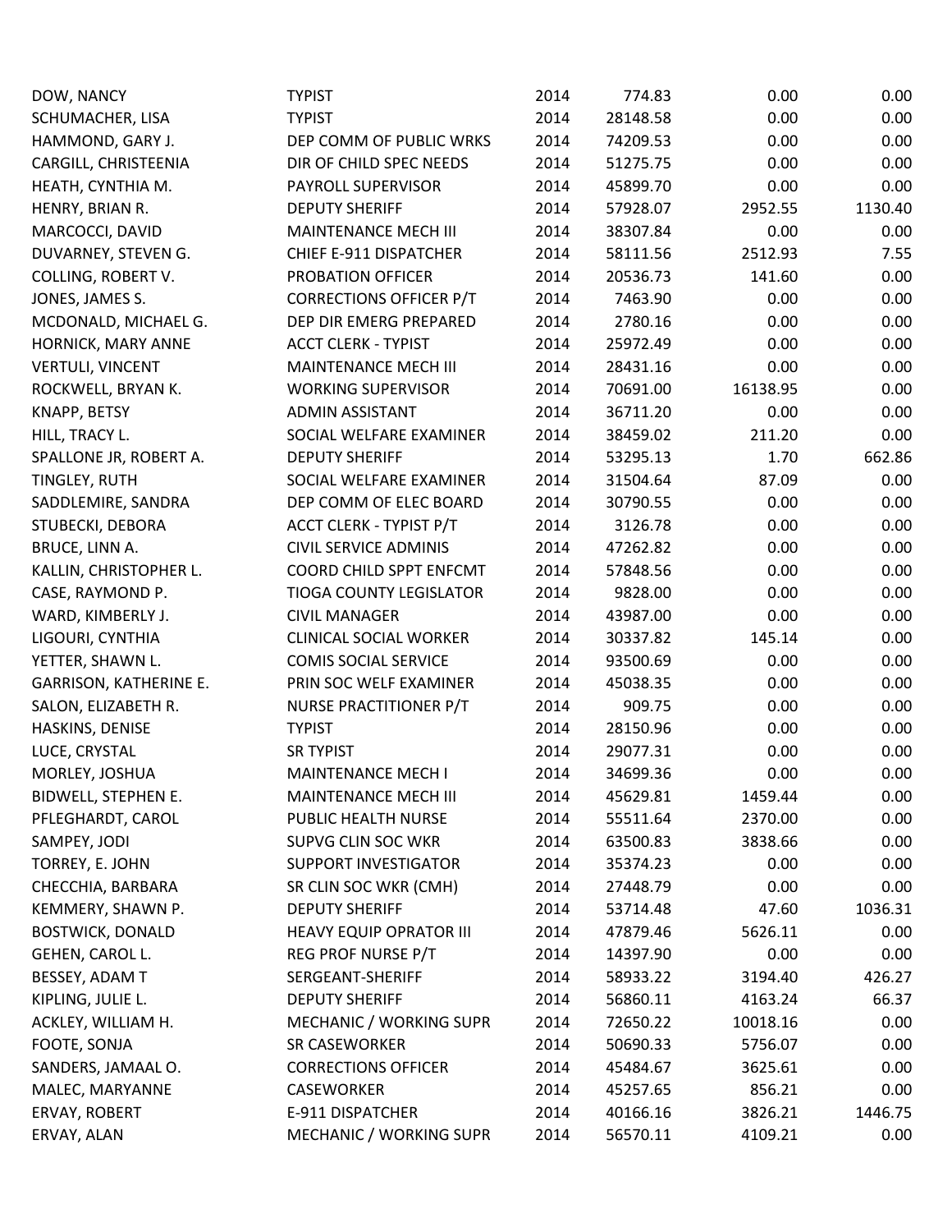| | | | | | |
|---|---|---|---|---|---|
| DOW, NANCY | TYPIST | 2014 | 774.83 | 0.00 | 0.00 |
| SCHUMACHER, LISA | TYPIST | 2014 | 28148.58 | 0.00 | 0.00 |
| HAMMOND, GARY J. | DEP COMM OF PUBLIC WRKS | 2014 | 74209.53 | 0.00 | 0.00 |
| CARGILL, CHRISTEENIA | DIR OF CHILD SPEC NEEDS | 2014 | 51275.75 | 0.00 | 0.00 |
| HEATH, CYNTHIA M. | PAYROLL SUPERVISOR | 2014 | 45899.70 | 0.00 | 0.00 |
| HENRY, BRIAN R. | DEPUTY SHERIFF | 2014 | 57928.07 | 2952.55 | 1130.40 |
| MARCOCCI, DAVID | MAINTENANCE MECH III | 2014 | 38307.84 | 0.00 | 0.00 |
| DUVARNEY, STEVEN G. | CHIEF E-911 DISPATCHER | 2014 | 58111.56 | 2512.93 | 7.55 |
| COLLING, ROBERT V. | PROBATION OFFICER | 2014 | 20536.73 | 141.60 | 0.00 |
| JONES, JAMES S. | CORRECTIONS OFFICER P/T | 2014 | 7463.90 | 0.00 | 0.00 |
| MCDONALD, MICHAEL G. | DEP DIR EMERG PREPARED | 2014 | 2780.16 | 0.00 | 0.00 |
| HORNICK, MARY ANNE | ACCT CLERK - TYPIST | 2014 | 25972.49 | 0.00 | 0.00 |
| VERTULI, VINCENT | MAINTENANCE MECH III | 2014 | 28431.16 | 0.00 | 0.00 |
| ROCKWELL, BRYAN K. | WORKING SUPERVISOR | 2014 | 70691.00 | 16138.95 | 0.00 |
| KNAPP, BETSY | ADMIN ASSISTANT | 2014 | 36711.20 | 0.00 | 0.00 |
| HILL, TRACY L. | SOCIAL WELFARE EXAMINER | 2014 | 38459.02 | 211.20 | 0.00 |
| SPALLONE JR, ROBERT A. | DEPUTY SHERIFF | 2014 | 53295.13 | 1.70 | 662.86 |
| TINGLEY, RUTH | SOCIAL WELFARE EXAMINER | 2014 | 31504.64 | 87.09 | 0.00 |
| SADDLEMIRE, SANDRA | DEP COMM OF ELEC BOARD | 2014 | 30790.55 | 0.00 | 0.00 |
| STUBECKI, DEBORA | ACCT CLERK - TYPIST P/T | 2014 | 3126.78 | 0.00 | 0.00 |
| BRUCE, LINN A. | CIVIL SERVICE ADMINIS | 2014 | 47262.82 | 0.00 | 0.00 |
| KALLIN, CHRISTOPHER L. | COORD CHILD SPPT ENFCMT | 2014 | 57848.56 | 0.00 | 0.00 |
| CASE, RAYMOND P. | TIOGA COUNTY LEGISLATOR | 2014 | 9828.00 | 0.00 | 0.00 |
| WARD, KIMBERLY J. | CIVIL MANAGER | 2014 | 43987.00 | 0.00 | 0.00 |
| LIGOURI, CYNTHIA | CLINICAL SOCIAL WORKER | 2014 | 30337.82 | 145.14 | 0.00 |
| YETTER, SHAWN L. | COMIS SOCIAL SERVICE | 2014 | 93500.69 | 0.00 | 0.00 |
| GARRISON, KATHERINE E. | PRIN SOC WELF EXAMINER | 2014 | 45038.35 | 0.00 | 0.00 |
| SALON, ELIZABETH R. | NURSE PRACTITIONER P/T | 2014 | 909.75 | 0.00 | 0.00 |
| HASKINS, DENISE | TYPIST | 2014 | 28150.96 | 0.00 | 0.00 |
| LUCE, CRYSTAL | SR TYPIST | 2014 | 29077.31 | 0.00 | 0.00 |
| MORLEY, JOSHUA | MAINTENANCE MECH I | 2014 | 34699.36 | 0.00 | 0.00 |
| BIDWELL, STEPHEN E. | MAINTENANCE MECH III | 2014 | 45629.81 | 1459.44 | 0.00 |
| PFLEGHARDT, CAROL | PUBLIC HEALTH NURSE | 2014 | 55511.64 | 2370.00 | 0.00 |
| SAMPEY, JODI | SUPVG CLIN SOC WKR | 2014 | 63500.83 | 3838.66 | 0.00 |
| TORREY, E. JOHN | SUPPORT INVESTIGATOR | 2014 | 35374.23 | 0.00 | 0.00 |
| CHECCHIA, BARBARA | SR CLIN SOC WKR (CMH) | 2014 | 27448.79 | 0.00 | 0.00 |
| KEMMERY, SHAWN P. | DEPUTY SHERIFF | 2014 | 53714.48 | 47.60 | 1036.31 |
| BOSTWICK, DONALD | HEAVY EQUIP OPRATOR III | 2014 | 47879.46 | 5626.11 | 0.00 |
| GEHEN, CAROL L. | REG PROF NURSE P/T | 2014 | 14397.90 | 0.00 | 0.00 |
| BESSEY, ADAM T | SERGEANT-SHERIFF | 2014 | 58933.22 | 3194.40 | 426.27 |
| KIPLING, JULIE L. | DEPUTY SHERIFF | 2014 | 56860.11 | 4163.24 | 66.37 |
| ACKLEY, WILLIAM H. | MECHANIC / WORKING SUPR | 2014 | 72650.22 | 10018.16 | 0.00 |
| FOOTE, SONJA | SR CASEWORKER | 2014 | 50690.33 | 5756.07 | 0.00 |
| SANDERS, JAMAAL O. | CORRECTIONS OFFICER | 2014 | 45484.67 | 3625.61 | 0.00 |
| MALEC, MARYANNE | CASEWORKER | 2014 | 45257.65 | 856.21 | 0.00 |
| ERVAY, ROBERT | E-911 DISPATCHER | 2014 | 40166.16 | 3826.21 | 1446.75 |
| ERVAY, ALAN | MECHANIC / WORKING SUPR | 2014 | 56570.11 | 4109.21 | 0.00 |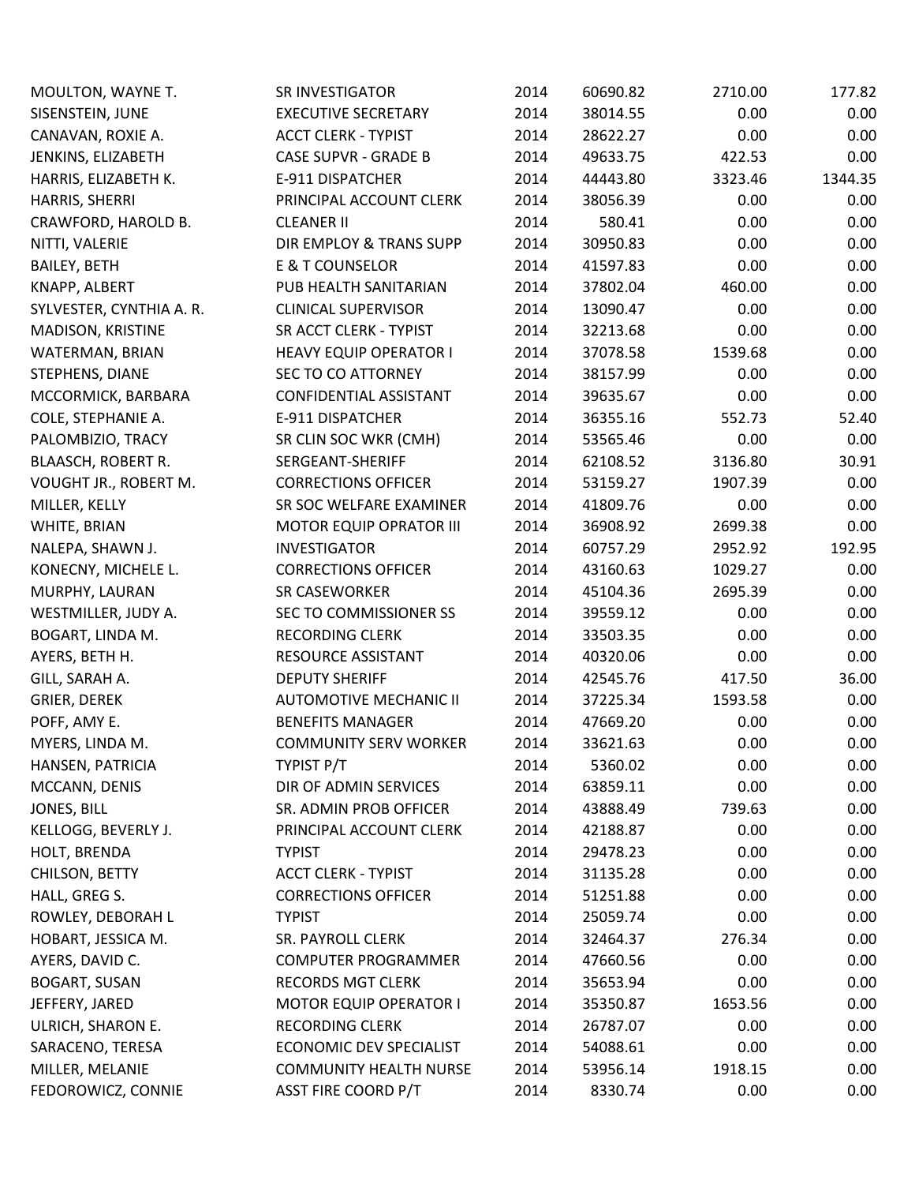| | | | | | |
|---|---|---|---|---|---|
| MOULTON, WAYNE T. | SR INVESTIGATOR | 2014 | 60690.82 | 2710.00 | 177.82 |
| SISENSTEIN, JUNE | EXECUTIVE SECRETARY | 2014 | 38014.55 | 0.00 | 0.00 |
| CANAVAN, ROXIE A. | ACCT CLERK - TYPIST | 2014 | 28622.27 | 0.00 | 0.00 |
| JENKINS, ELIZABETH | CASE SUPVR - GRADE B | 2014 | 49633.75 | 422.53 | 0.00 |
| HARRIS, ELIZABETH K. | E-911 DISPATCHER | 2014 | 44443.80 | 3323.46 | 1344.35 |
| HARRIS, SHERRI | PRINCIPAL ACCOUNT CLERK | 2014 | 38056.39 | 0.00 | 0.00 |
| CRAWFORD, HAROLD B. | CLEANER II | 2014 | 580.41 | 0.00 | 0.00 |
| NITTI, VALERIE | DIR EMPLOY & TRANS SUPP | 2014 | 30950.83 | 0.00 | 0.00 |
| BAILEY, BETH | E & T COUNSELOR | 2014 | 41597.83 | 0.00 | 0.00 |
| KNAPP, ALBERT | PUB HEALTH SANITARIAN | 2014 | 37802.04 | 460.00 | 0.00 |
| SYLVESTER, CYNTHIA A. R. | CLINICAL SUPERVISOR | 2014 | 13090.47 | 0.00 | 0.00 |
| MADISON, KRISTINE | SR ACCT CLERK - TYPIST | 2014 | 32213.68 | 0.00 | 0.00 |
| WATERMAN, BRIAN | HEAVY EQUIP OPERATOR I | 2014 | 37078.58 | 1539.68 | 0.00 |
| STEPHENS, DIANE | SEC TO CO ATTORNEY | 2014 | 38157.99 | 0.00 | 0.00 |
| MCCORMICK, BARBARA | CONFIDENTIAL ASSISTANT | 2014 | 39635.67 | 0.00 | 0.00 |
| COLE, STEPHANIE A. | E-911 DISPATCHER | 2014 | 36355.16 | 552.73 | 52.40 |
| PALOMBIZIO, TRACY | SR CLIN SOC WKR (CMH) | 2014 | 53565.46 | 0.00 | 0.00 |
| BLAASCH, ROBERT R. | SERGEANT-SHERIFF | 2014 | 62108.52 | 3136.80 | 30.91 |
| VOUGHT JR., ROBERT M. | CORRECTIONS OFFICER | 2014 | 53159.27 | 1907.39 | 0.00 |
| MILLER, KELLY | SR SOC WELFARE EXAMINER | 2014 | 41809.76 | 0.00 | 0.00 |
| WHITE, BRIAN | MOTOR EQUIP OPRATOR III | 2014 | 36908.92 | 2699.38 | 0.00 |
| NALEPA, SHAWN J. | INVESTIGATOR | 2014 | 60757.29 | 2952.92 | 192.95 |
| KONECNY, MICHELE L. | CORRECTIONS OFFICER | 2014 | 43160.63 | 1029.27 | 0.00 |
| MURPHY, LAURAN | SR CASEWORKER | 2014 | 45104.36 | 2695.39 | 0.00 |
| WESTMILLER, JUDY A. | SEC TO COMMISSIONER SS | 2014 | 39559.12 | 0.00 | 0.00 |
| BOGART, LINDA M. | RECORDING CLERK | 2014 | 33503.35 | 0.00 | 0.00 |
| AYERS, BETH H. | RESOURCE ASSISTANT | 2014 | 40320.06 | 0.00 | 0.00 |
| GILL, SARAH A. | DEPUTY SHERIFF | 2014 | 42545.76 | 417.50 | 36.00 |
| GRIER, DEREK | AUTOMOTIVE MECHANIC II | 2014 | 37225.34 | 1593.58 | 0.00 |
| POFF, AMY E. | BENEFITS MANAGER | 2014 | 47669.20 | 0.00 | 0.00 |
| MYERS, LINDA M. | COMMUNITY SERV WORKER | 2014 | 33621.63 | 0.00 | 0.00 |
| HANSEN, PATRICIA | TYPIST P/T | 2014 | 5360.02 | 0.00 | 0.00 |
| MCCANN, DENIS | DIR OF ADMIN SERVICES | 2014 | 63859.11 | 0.00 | 0.00 |
| JONES, BILL | SR. ADMIN PROB OFFICER | 2014 | 43888.49 | 739.63 | 0.00 |
| KELLOGG, BEVERLY J. | PRINCIPAL ACCOUNT CLERK | 2014 | 42188.87 | 0.00 | 0.00 |
| HOLT, BRENDA | TYPIST | 2014 | 29478.23 | 0.00 | 0.00 |
| CHILSON, BETTY | ACCT CLERK - TYPIST | 2014 | 31135.28 | 0.00 | 0.00 |
| HALL, GREG S. | CORRECTIONS OFFICER | 2014 | 51251.88 | 0.00 | 0.00 |
| ROWLEY, DEBORAH L | TYPIST | 2014 | 25059.74 | 0.00 | 0.00 |
| HOBART, JESSICA M. | SR. PAYROLL CLERK | 2014 | 32464.37 | 276.34 | 0.00 |
| AYERS, DAVID C. | COMPUTER PROGRAMMER | 2014 | 47660.56 | 0.00 | 0.00 |
| BOGART, SUSAN | RECORDS MGT CLERK | 2014 | 35653.94 | 0.00 | 0.00 |
| JEFFERY, JARED | MOTOR EQUIP OPERATOR I | 2014 | 35350.87 | 1653.56 | 0.00 |
| ULRICH, SHARON E. | RECORDING CLERK | 2014 | 26787.07 | 0.00 | 0.00 |
| SARACENO, TERESA | ECONOMIC DEV SPECIALIST | 2014 | 54088.61 | 0.00 | 0.00 |
| MILLER, MELANIE | COMMUNITY HEALTH NURSE | 2014 | 53956.14 | 1918.15 | 0.00 |
| FEDOROWICZ, CONNIE | ASST FIRE COORD P/T | 2014 | 8330.74 | 0.00 | 0.00 |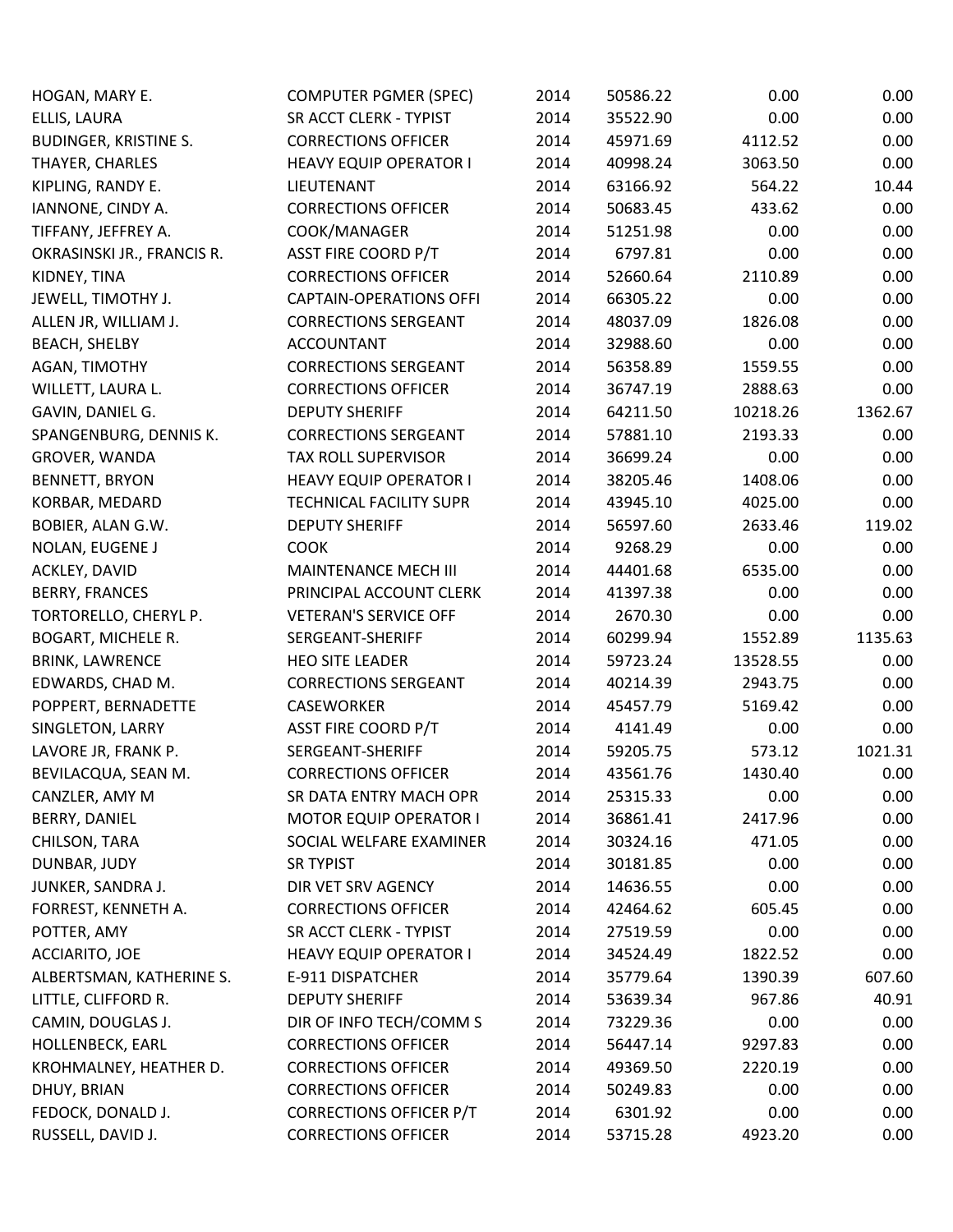| | | | | | |
|---|---|---|---|---|---|
| HOGAN, MARY E. | COMPUTER PGMER (SPEC) | 2014 | 50586.22 | 0.00 | 0.00 |
| ELLIS, LAURA | SR ACCT CLERK - TYPIST | 2014 | 35522.90 | 0.00 | 0.00 |
| BUDINGER, KRISTINE S. | CORRECTIONS OFFICER | 2014 | 45971.69 | 4112.52 | 0.00 |
| THAYER, CHARLES | HEAVY EQUIP OPERATOR I | 2014 | 40998.24 | 3063.50 | 0.00 |
| KIPLING, RANDY E. | LIEUTENANT | 2014 | 63166.92 | 564.22 | 10.44 |
| IANNONE, CINDY A. | CORRECTIONS OFFICER | 2014 | 50683.45 | 433.62 | 0.00 |
| TIFFANY, JEFFREY A. | COOK/MANAGER | 2014 | 51251.98 | 0.00 | 0.00 |
| OKRASINSKI JR., FRANCIS R. | ASST FIRE COORD P/T | 2014 | 6797.81 | 0.00 | 0.00 |
| KIDNEY, TINA | CORRECTIONS OFFICER | 2014 | 52660.64 | 2110.89 | 0.00 |
| JEWELL, TIMOTHY J. | CAPTAIN-OPERATIONS OFFI | 2014 | 66305.22 | 0.00 | 0.00 |
| ALLEN JR, WILLIAM J. | CORRECTIONS SERGEANT | 2014 | 48037.09 | 1826.08 | 0.00 |
| BEACH, SHELBY | ACCOUNTANT | 2014 | 32988.60 | 0.00 | 0.00 |
| AGAN, TIMOTHY | CORRECTIONS SERGEANT | 2014 | 56358.89 | 1559.55 | 0.00 |
| WILLETT, LAURA L. | CORRECTIONS OFFICER | 2014 | 36747.19 | 2888.63 | 0.00 |
| GAVIN, DANIEL G. | DEPUTY SHERIFF | 2014 | 64211.50 | 10218.26 | 1362.67 |
| SPANGENBURG, DENNIS K. | CORRECTIONS SERGEANT | 2014 | 57881.10 | 2193.33 | 0.00 |
| GROVER, WANDA | TAX ROLL SUPERVISOR | 2014 | 36699.24 | 0.00 | 0.00 |
| BENNETT, BRYON | HEAVY EQUIP OPERATOR I | 2014 | 38205.46 | 1408.06 | 0.00 |
| KORBAR, MEDARD | TECHNICAL FACILITY SUPR | 2014 | 43945.10 | 4025.00 | 0.00 |
| BOBIER, ALAN G.W. | DEPUTY SHERIFF | 2014 | 56597.60 | 2633.46 | 119.02 |
| NOLAN, EUGENE J | COOK | 2014 | 9268.29 | 0.00 | 0.00 |
| ACKLEY, DAVID | MAINTENANCE MECH III | 2014 | 44401.68 | 6535.00 | 0.00 |
| BERRY, FRANCES | PRINCIPAL ACCOUNT CLERK | 2014 | 41397.38 | 0.00 | 0.00 |
| TORTORELLO, CHERYL P. | VETERAN'S SERVICE OFF | 2014 | 2670.30 | 0.00 | 0.00 |
| BOGART, MICHELE R. | SERGEANT-SHERIFF | 2014 | 60299.94 | 1552.89 | 1135.63 |
| BRINK, LAWRENCE | HEO SITE LEADER | 2014 | 59723.24 | 13528.55 | 0.00 |
| EDWARDS, CHAD M. | CORRECTIONS SERGEANT | 2014 | 40214.39 | 2943.75 | 0.00 |
| POPPERT, BERNADETTE | CASEWORKER | 2014 | 45457.79 | 5169.42 | 0.00 |
| SINGLETON, LARRY | ASST FIRE COORD P/T | 2014 | 4141.49 | 0.00 | 0.00 |
| LAVORE JR, FRANK P. | SERGEANT-SHERIFF | 2014 | 59205.75 | 573.12 | 1021.31 |
| BEVILACQUA, SEAN M. | CORRECTIONS OFFICER | 2014 | 43561.76 | 1430.40 | 0.00 |
| CANZLER, AMY M | SR DATA ENTRY MACH OPR | 2014 | 25315.33 | 0.00 | 0.00 |
| BERRY, DANIEL | MOTOR EQUIP OPERATOR I | 2014 | 36861.41 | 2417.96 | 0.00 |
| CHILSON, TARA | SOCIAL WELFARE EXAMINER | 2014 | 30324.16 | 471.05 | 0.00 |
| DUNBAR, JUDY | SR TYPIST | 2014 | 30181.85 | 0.00 | 0.00 |
| JUNKER, SANDRA J. | DIR VET SRV AGENCY | 2014 | 14636.55 | 0.00 | 0.00 |
| FORREST, KENNETH A. | CORRECTIONS OFFICER | 2014 | 42464.62 | 605.45 | 0.00 |
| POTTER, AMY | SR ACCT CLERK - TYPIST | 2014 | 27519.59 | 0.00 | 0.00 |
| ACCIARITO, JOE | HEAVY EQUIP OPERATOR I | 2014 | 34524.49 | 1822.52 | 0.00 |
| ALBERTSMAN, KATHERINE S. | E-911 DISPATCHER | 2014 | 35779.64 | 1390.39 | 607.60 |
| LITTLE, CLIFFORD R. | DEPUTY SHERIFF | 2014 | 53639.34 | 967.86 | 40.91 |
| CAMIN, DOUGLAS J. | DIR OF INFO TECH/COMM S | 2014 | 73229.36 | 0.00 | 0.00 |
| HOLLENBECK, EARL | CORRECTIONS OFFICER | 2014 | 56447.14 | 9297.83 | 0.00 |
| KROHMALNEY, HEATHER D. | CORRECTIONS OFFICER | 2014 | 49369.50 | 2220.19 | 0.00 |
| DHUY, BRIAN | CORRECTIONS OFFICER | 2014 | 50249.83 | 0.00 | 0.00 |
| FEDOCK, DONALD J. | CORRECTIONS OFFICER P/T | 2014 | 6301.92 | 0.00 | 0.00 |
| RUSSELL, DAVID J. | CORRECTIONS OFFICER | 2014 | 53715.28 | 4923.20 | 0.00 |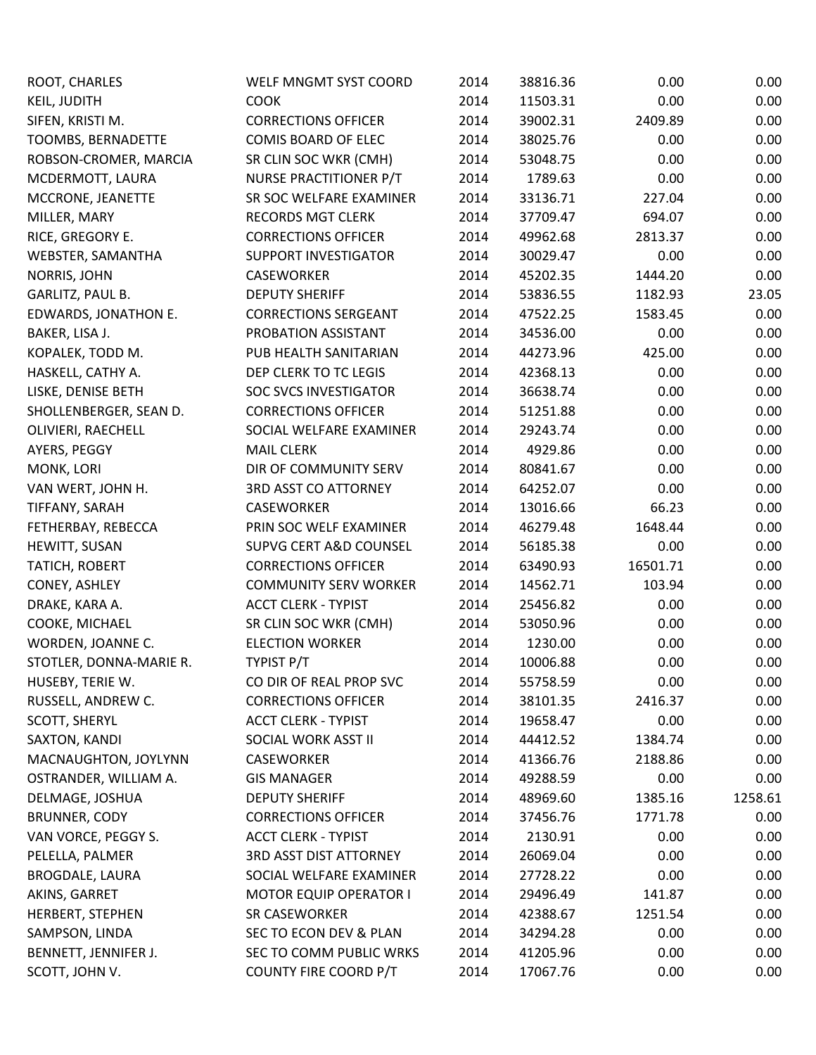| | | | | | |
|---|---|---|---|---|---|
| ROOT, CHARLES | WELF MNGMT SYST COORD | 2014 | 38816.36 | 0.00 | 0.00 |
| KEIL, JUDITH | COOK | 2014 | 11503.31 | 0.00 | 0.00 |
| SIFEN, KRISTI M. | CORRECTIONS OFFICER | 2014 | 39002.31 | 2409.89 | 0.00 |
| TOOMBS, BERNADETTE | COMIS BOARD OF ELEC | 2014 | 38025.76 | 0.00 | 0.00 |
| ROBSON-CROMER, MARCIA | SR CLIN SOC WKR (CMH) | 2014 | 53048.75 | 0.00 | 0.00 |
| MCDERMOTT, LAURA | NURSE PRACTITIONER P/T | 2014 | 1789.63 | 0.00 | 0.00 |
| MCCRONE, JEANETTE | SR SOC WELFARE EXAMINER | 2014 | 33136.71 | 227.04 | 0.00 |
| MILLER, MARY | RECORDS MGT CLERK | 2014 | 37709.47 | 694.07 | 0.00 |
| RICE, GREGORY E. | CORRECTIONS OFFICER | 2014 | 49962.68 | 2813.37 | 0.00 |
| WEBSTER, SAMANTHA | SUPPORT INVESTIGATOR | 2014 | 30029.47 | 0.00 | 0.00 |
| NORRIS, JOHN | CASEWORKER | 2014 | 45202.35 | 1444.20 | 0.00 |
| GARLITZ, PAUL B. | DEPUTY SHERIFF | 2014 | 53836.55 | 1182.93 | 23.05 |
| EDWARDS, JONATHON E. | CORRECTIONS SERGEANT | 2014 | 47522.25 | 1583.45 | 0.00 |
| BAKER, LISA J. | PROBATION ASSISTANT | 2014 | 34536.00 | 0.00 | 0.00 |
| KOPALEK, TODD M. | PUB HEALTH SANITARIAN | 2014 | 44273.96 | 425.00 | 0.00 |
| HASKELL, CATHY A. | DEP CLERK TO TC LEGIS | 2014 | 42368.13 | 0.00 | 0.00 |
| LISKE, DENISE BETH | SOC SVCS INVESTIGATOR | 2014 | 36638.74 | 0.00 | 0.00 |
| SHOLLENBERGER, SEAN D. | CORRECTIONS OFFICER | 2014 | 51251.88 | 0.00 | 0.00 |
| OLIVIERI, RAECHELL | SOCIAL WELFARE EXAMINER | 2014 | 29243.74 | 0.00 | 0.00 |
| AYERS, PEGGY | MAIL CLERK | 2014 | 4929.86 | 0.00 | 0.00 |
| MONK, LORI | DIR OF COMMUNITY SERV | 2014 | 80841.67 | 0.00 | 0.00 |
| VAN WERT, JOHN H. | 3RD ASST CO ATTORNEY | 2014 | 64252.07 | 0.00 | 0.00 |
| TIFFANY, SARAH | CASEWORKER | 2014 | 13016.66 | 66.23 | 0.00 |
| FETHERBAY, REBECCA | PRIN SOC WELF EXAMINER | 2014 | 46279.48 | 1648.44 | 0.00 |
| HEWITT, SUSAN | SUPVG CERT A&D COUNSEL | 2014 | 56185.38 | 0.00 | 0.00 |
| TATICH, ROBERT | CORRECTIONS OFFICER | 2014 | 63490.93 | 16501.71 | 0.00 |
| CONEY, ASHLEY | COMMUNITY SERV WORKER | 2014 | 14562.71 | 103.94 | 0.00 |
| DRAKE, KARA A. | ACCT CLERK - TYPIST | 2014 | 25456.82 | 0.00 | 0.00 |
| COOKE, MICHAEL | SR CLIN SOC WKR (CMH) | 2014 | 53050.96 | 0.00 | 0.00 |
| WORDEN, JOANNE C. | ELECTION WORKER | 2014 | 1230.00 | 0.00 | 0.00 |
| STOTLER, DONNA-MARIE R. | TYPIST P/T | 2014 | 10006.88 | 0.00 | 0.00 |
| HUSEBY, TERIE W. | CO DIR OF REAL PROP SVC | 2014 | 55758.59 | 0.00 | 0.00 |
| RUSSELL, ANDREW C. | CORRECTIONS OFFICER | 2014 | 38101.35 | 2416.37 | 0.00 |
| SCOTT, SHERYL | ACCT CLERK - TYPIST | 2014 | 19658.47 | 0.00 | 0.00 |
| SAXTON, KANDI | SOCIAL WORK ASST II | 2014 | 44412.52 | 1384.74 | 0.00 |
| MACNAUGHTON, JOYLYNN | CASEWORKER | 2014 | 41366.76 | 2188.86 | 0.00 |
| OSTRANDER, WILLIAM A. | GIS MANAGER | 2014 | 49288.59 | 0.00 | 0.00 |
| DELMAGE, JOSHUA | DEPUTY SHERIFF | 2014 | 48969.60 | 1385.16 | 1258.61 |
| BRUNNER, CODY | CORRECTIONS OFFICER | 2014 | 37456.76 | 1771.78 | 0.00 |
| VAN VORCE, PEGGY S. | ACCT CLERK - TYPIST | 2014 | 2130.91 | 0.00 | 0.00 |
| PELELLA, PALMER | 3RD ASST DIST ATTORNEY | 2014 | 26069.04 | 0.00 | 0.00 |
| BROGDALE, LAURA | SOCIAL WELFARE EXAMINER | 2014 | 27728.22 | 0.00 | 0.00 |
| AKINS, GARRET | MOTOR EQUIP OPERATOR I | 2014 | 29496.49 | 141.87 | 0.00 |
| HERBERT, STEPHEN | SR CASEWORKER | 2014 | 42388.67 | 1251.54 | 0.00 |
| SAMPSON, LINDA | SEC TO ECON DEV & PLAN | 2014 | 34294.28 | 0.00 | 0.00 |
| BENNETT, JENNIFER J. | SEC TO COMM PUBLIC WRKS | 2014 | 41205.96 | 0.00 | 0.00 |
| SCOTT, JOHN V. | COUNTY FIRE COORD P/T | 2014 | 17067.76 | 0.00 | 0.00 |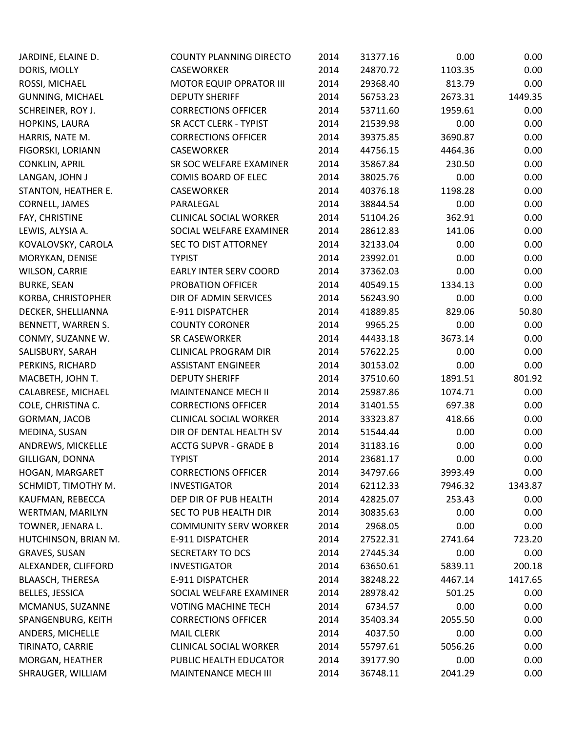| | | | | | |
|---|---|---|---|---|---|
| JARDINE, ELAINE D. | COUNTY PLANNING DIRECTO | 2014 | 31377.16 | 0.00 | 0.00 |
| DORIS, MOLLY | CASEWORKER | 2014 | 24870.72 | 1103.35 | 0.00 |
| ROSSI, MICHAEL | MOTOR EQUIP OPRATOR III | 2014 | 29368.40 | 813.79 | 0.00 |
| GUNNING, MICHAEL | DEPUTY SHERIFF | 2014 | 56753.23 | 2673.31 | 1449.35 |
| SCHREINER, ROY J. | CORRECTIONS OFFICER | 2014 | 53711.60 | 1959.61 | 0.00 |
| HOPKINS, LAURA | SR ACCT CLERK - TYPIST | 2014 | 21539.98 | 0.00 | 0.00 |
| HARRIS, NATE M. | CORRECTIONS OFFICER | 2014 | 39375.85 | 3690.87 | 0.00 |
| FIGORSKI, LORIANN | CASEWORKER | 2014 | 44756.15 | 4464.36 | 0.00 |
| CONKLIN, APRIL | SR SOC WELFARE EXAMINER | 2014 | 35867.84 | 230.50 | 0.00 |
| LANGAN, JOHN J | COMIS BOARD OF ELEC | 2014 | 38025.76 | 0.00 | 0.00 |
| STANTON, HEATHER E. | CASEWORKER | 2014 | 40376.18 | 1198.28 | 0.00 |
| CORNELL, JAMES | PARALEGAL | 2014 | 38844.54 | 0.00 | 0.00 |
| FAY, CHRISTINE | CLINICAL SOCIAL WORKER | 2014 | 51104.26 | 362.91 | 0.00 |
| LEWIS, ALYSIA A. | SOCIAL WELFARE EXAMINER | 2014 | 28612.83 | 141.06 | 0.00 |
| KOVALOVSKY, CAROLA | SEC TO DIST ATTORNEY | 2014 | 32133.04 | 0.00 | 0.00 |
| MORYKAN, DENISE | TYPIST | 2014 | 23992.01 | 0.00 | 0.00 |
| WILSON, CARRIE | EARLY INTER SERV COORD | 2014 | 37362.03 | 0.00 | 0.00 |
| BURKE, SEAN | PROBATION OFFICER | 2014 | 40549.15 | 1334.13 | 0.00 |
| KORBA, CHRISTOPHER | DIR OF ADMIN SERVICES | 2014 | 56243.90 | 0.00 | 0.00 |
| DECKER, SHELLIANNA | E-911 DISPATCHER | 2014 | 41889.85 | 829.06 | 50.80 |
| BENNETT, WARREN S. | COUNTY CORONER | 2014 | 9965.25 | 0.00 | 0.00 |
| CONMY, SUZANNE W. | SR CASEWORKER | 2014 | 44433.18 | 3673.14 | 0.00 |
| SALISBURY, SARAH | CLINICAL PROGRAM DIR | 2014 | 57622.25 | 0.00 | 0.00 |
| PERKINS, RICHARD | ASSISTANT ENGINEER | 2014 | 30153.02 | 0.00 | 0.00 |
| MACBETH, JOHN T. | DEPUTY SHERIFF | 2014 | 37510.60 | 1891.51 | 801.92 |
| CALABRESE, MICHAEL | MAINTENANCE MECH II | 2014 | 25987.86 | 1074.71 | 0.00 |
| COLE, CHRISTINA C. | CORRECTIONS OFFICER | 2014 | 31401.55 | 697.38 | 0.00 |
| GORMAN, JACOB | CLINICAL SOCIAL WORKER | 2014 | 33323.87 | 418.66 | 0.00 |
| MEDINA, SUSAN | DIR OF DENTAL HEALTH SV | 2014 | 51544.44 | 0.00 | 0.00 |
| ANDREWS, MICKELLE | ACCTG SUPVR - GRADE B | 2014 | 31183.16 | 0.00 | 0.00 |
| GILLIGAN, DONNA | TYPIST | 2014 | 23681.17 | 0.00 | 0.00 |
| HOGAN, MARGARET | CORRECTIONS OFFICER | 2014 | 34797.66 | 3993.49 | 0.00 |
| SCHMIDT, TIMOTHY M. | INVESTIGATOR | 2014 | 62112.33 | 7946.32 | 1343.87 |
| KAUFMAN, REBECCA | DEP DIR OF PUB HEALTH | 2014 | 42825.07 | 253.43 | 0.00 |
| WERTMAN, MARILYN | SEC TO PUB HEALTH DIR | 2014 | 30835.63 | 0.00 | 0.00 |
| TOWNER, JENARA L. | COMMUNITY SERV WORKER | 2014 | 2968.05 | 0.00 | 0.00 |
| HUTCHINSON, BRIAN M. | E-911 DISPATCHER | 2014 | 27522.31 | 2741.64 | 723.20 |
| GRAVES, SUSAN | SECRETARY TO DCS | 2014 | 27445.34 | 0.00 | 0.00 |
| ALEXANDER, CLIFFORD | INVESTIGATOR | 2014 | 63650.61 | 5839.11 | 200.18 |
| BLAASCH, THERESA | E-911 DISPATCHER | 2014 | 38248.22 | 4467.14 | 1417.65 |
| BELLES, JESSICA | SOCIAL WELFARE EXAMINER | 2014 | 28978.42 | 501.25 | 0.00 |
| MCMANUS, SUZANNE | VOTING MACHINE TECH | 2014 | 6734.57 | 0.00 | 0.00 |
| SPANGENBURG, KEITH | CORRECTIONS OFFICER | 2014 | 35403.34 | 2055.50 | 0.00 |
| ANDERS, MICHELLE | MAIL CLERK | 2014 | 4037.50 | 0.00 | 0.00 |
| TIRINATO, CARRIE | CLINICAL SOCIAL WORKER | 2014 | 55797.61 | 5056.26 | 0.00 |
| MORGAN, HEATHER | PUBLIC HEALTH EDUCATOR | 2014 | 39177.90 | 0.00 | 0.00 |
| SHRAUGER, WILLIAM | MAINTENANCE MECH III | 2014 | 36748.11 | 2041.29 | 0.00 |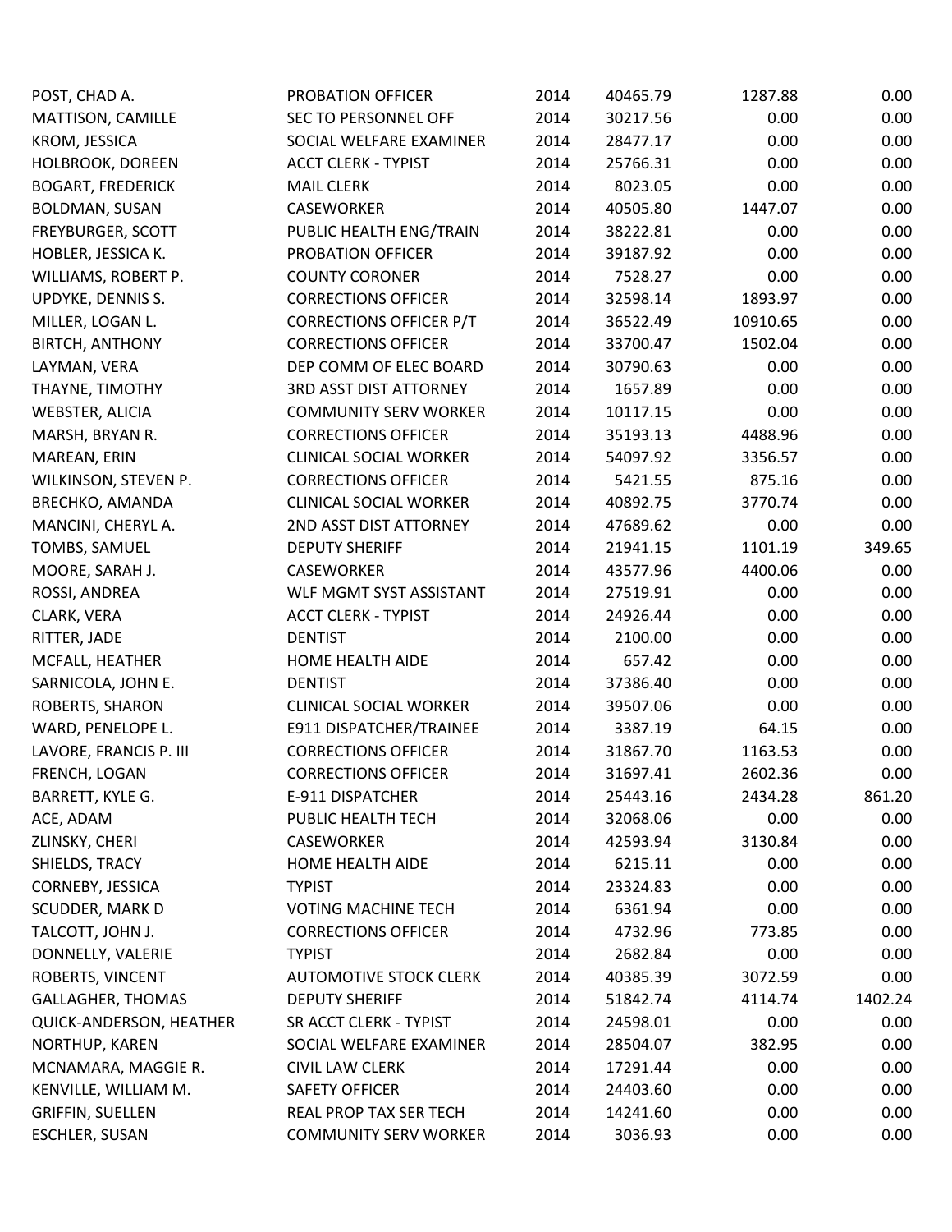| | | | | | |
|---|---|---|---|---|---|
| POST, CHAD A. | PROBATION OFFICER | 2014 | 40465.79 | 1287.88 | 0.00 |
| MATTISON, CAMILLE | SEC TO PERSONNEL OFF | 2014 | 30217.56 | 0.00 | 0.00 |
| KROM, JESSICA | SOCIAL WELFARE EXAMINER | 2014 | 28477.17 | 0.00 | 0.00 |
| HOLBROOK, DOREEN | ACCT CLERK - TYPIST | 2014 | 25766.31 | 0.00 | 0.00 |
| BOGART, FREDERICK | MAIL CLERK | 2014 | 8023.05 | 0.00 | 0.00 |
| BOLDMAN, SUSAN | CASEWORKER | 2014 | 40505.80 | 1447.07 | 0.00 |
| FREYBURGER, SCOTT | PUBLIC HEALTH ENG/TRAIN | 2014 | 38222.81 | 0.00 | 0.00 |
| HOBLER, JESSICA K. | PROBATION OFFICER | 2014 | 39187.92 | 0.00 | 0.00 |
| WILLIAMS, ROBERT P. | COUNTY CORONER | 2014 | 7528.27 | 0.00 | 0.00 |
| UPDYKE, DENNIS S. | CORRECTIONS OFFICER | 2014 | 32598.14 | 1893.97 | 0.00 |
| MILLER, LOGAN L. | CORRECTIONS OFFICER P/T | 2014 | 36522.49 | 10910.65 | 0.00 |
| BIRTCH, ANTHONY | CORRECTIONS OFFICER | 2014 | 33700.47 | 1502.04 | 0.00 |
| LAYMAN, VERA | DEP COMM OF ELEC BOARD | 2014 | 30790.63 | 0.00 | 0.00 |
| THAYNE, TIMOTHY | 3RD ASST DIST ATTORNEY | 2014 | 1657.89 | 0.00 | 0.00 |
| WEBSTER, ALICIA | COMMUNITY SERV WORKER | 2014 | 10117.15 | 0.00 | 0.00 |
| MARSH, BRYAN R. | CORRECTIONS OFFICER | 2014 | 35193.13 | 4488.96 | 0.00 |
| MAREAN, ERIN | CLINICAL SOCIAL WORKER | 2014 | 54097.92 | 3356.57 | 0.00 |
| WILKINSON, STEVEN P. | CORRECTIONS OFFICER | 2014 | 5421.55 | 875.16 | 0.00 |
| BRECHKO, AMANDA | CLINICAL SOCIAL WORKER | 2014 | 40892.75 | 3770.74 | 0.00 |
| MANCINI, CHERYL A. | 2ND ASST DIST ATTORNEY | 2014 | 47689.62 | 0.00 | 0.00 |
| TOMBS, SAMUEL | DEPUTY SHERIFF | 2014 | 21941.15 | 1101.19 | 349.65 |
| MOORE, SARAH J. | CASEWORKER | 2014 | 43577.96 | 4400.06 | 0.00 |
| ROSSI, ANDREA | WLF MGMT SYST ASSISTANT | 2014 | 27519.91 | 0.00 | 0.00 |
| CLARK, VERA | ACCT CLERK - TYPIST | 2014 | 24926.44 | 0.00 | 0.00 |
| RITTER, JADE | DENTIST | 2014 | 2100.00 | 0.00 | 0.00 |
| MCFALL, HEATHER | HOME HEALTH AIDE | 2014 | 657.42 | 0.00 | 0.00 |
| SARNICOLA, JOHN E. | DENTIST | 2014 | 37386.40 | 0.00 | 0.00 |
| ROBERTS, SHARON | CLINICAL SOCIAL WORKER | 2014 | 39507.06 | 0.00 | 0.00 |
| WARD, PENELOPE L. | E911 DISPATCHER/TRAINEE | 2014 | 3387.19 | 64.15 | 0.00 |
| LAVORE, FRANCIS P. III | CORRECTIONS OFFICER | 2014 | 31867.70 | 1163.53 | 0.00 |
| FRENCH, LOGAN | CORRECTIONS OFFICER | 2014 | 31697.41 | 2602.36 | 0.00 |
| BARRETT, KYLE G. | E-911 DISPATCHER | 2014 | 25443.16 | 2434.28 | 861.20 |
| ACE, ADAM | PUBLIC HEALTH TECH | 2014 | 32068.06 | 0.00 | 0.00 |
| ZLINSKY, CHERI | CASEWORKER | 2014 | 42593.94 | 3130.84 | 0.00 |
| SHIELDS, TRACY | HOME HEALTH AIDE | 2014 | 6215.11 | 0.00 | 0.00 |
| CORNEBY, JESSICA | TYPIST | 2014 | 23324.83 | 0.00 | 0.00 |
| SCUDDER, MARK D | VOTING MACHINE TECH | 2014 | 6361.94 | 0.00 | 0.00 |
| TALCOTT, JOHN J. | CORRECTIONS OFFICER | 2014 | 4732.96 | 773.85 | 0.00 |
| DONNELLY, VALERIE | TYPIST | 2014 | 2682.84 | 0.00 | 0.00 |
| ROBERTS, VINCENT | AUTOMOTIVE STOCK CLERK | 2014 | 40385.39 | 3072.59 | 0.00 |
| GALLAGHER, THOMAS | DEPUTY SHERIFF | 2014 | 51842.74 | 4114.74 | 1402.24 |
| QUICK-ANDERSON, HEATHER | SR ACCT CLERK - TYPIST | 2014 | 24598.01 | 0.00 | 0.00 |
| NORTHUP, KAREN | SOCIAL WELFARE EXAMINER | 2014 | 28504.07 | 382.95 | 0.00 |
| MCNAMARA, MAGGIE R. | CIVIL LAW CLERK | 2014 | 17291.44 | 0.00 | 0.00 |
| KENVILLE, WILLIAM M. | SAFETY OFFICER | 2014 | 24403.60 | 0.00 | 0.00 |
| GRIFFIN, SUELLEN | REAL PROP TAX SER TECH | 2014 | 14241.60 | 0.00 | 0.00 |
| ESCHLER, SUSAN | COMMUNITY SERV WORKER | 2014 | 3036.93 | 0.00 | 0.00 |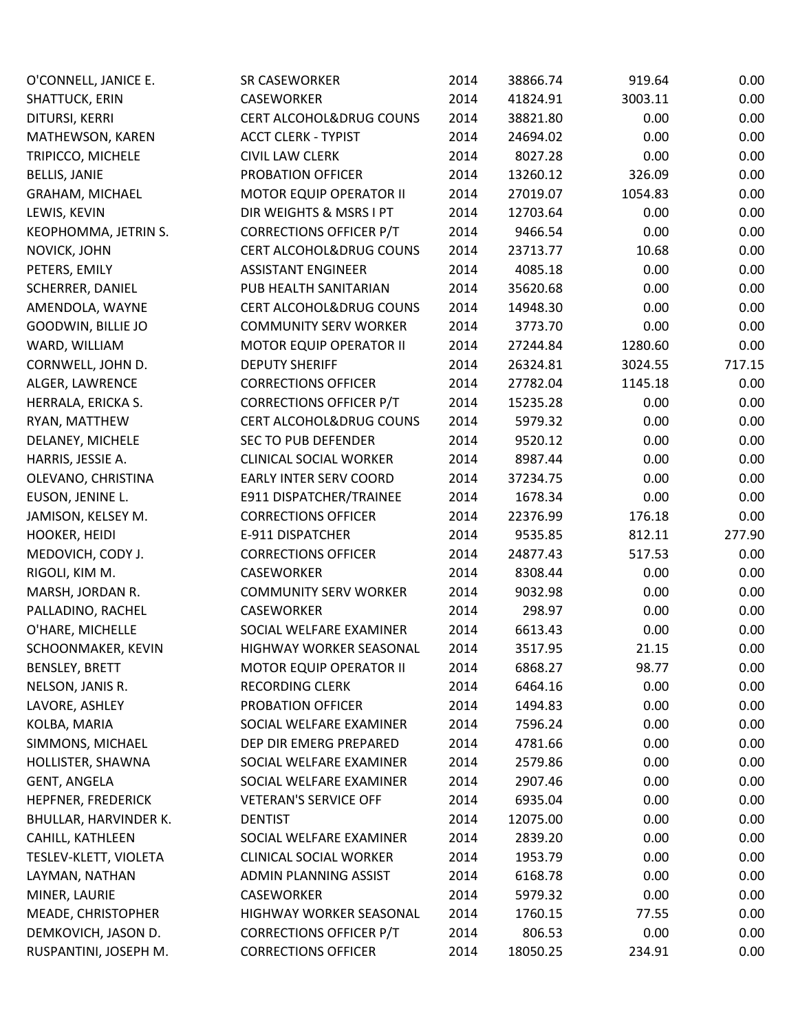| | | | | | |
|---|---|---|---|---|---|
| O'CONNELL, JANICE E. | SR CASEWORKER | 2014 | 38866.74 | 919.64 | 0.00 |
| SHATTUCK, ERIN | CASEWORKER | 2014 | 41824.91 | 3003.11 | 0.00 |
| DITURSI, KERRI | CERT ALCOHOL&DRUG COUNS | 2014 | 38821.80 | 0.00 | 0.00 |
| MATHEWSON, KAREN | ACCT CLERK - TYPIST | 2014 | 24694.02 | 0.00 | 0.00 |
| TRIPICCO, MICHELE | CIVIL LAW CLERK | 2014 | 8027.28 | 0.00 | 0.00 |
| BELLIS, JANIE | PROBATION OFFICER | 2014 | 13260.12 | 326.09 | 0.00 |
| GRAHAM, MICHAEL | MOTOR EQUIP OPERATOR II | 2014 | 27019.07 | 1054.83 | 0.00 |
| LEWIS, KEVIN | DIR WEIGHTS & MSRS I PT | 2014 | 12703.64 | 0.00 | 0.00 |
| KEOPHOMMA, JETRIN S. | CORRECTIONS OFFICER P/T | 2014 | 9466.54 | 0.00 | 0.00 |
| NOVICK, JOHN | CERT ALCOHOL&DRUG COUNS | 2014 | 23713.77 | 10.68 | 0.00 |
| PETERS, EMILY | ASSISTANT ENGINEER | 2014 | 4085.18 | 0.00 | 0.00 |
| SCHERRER, DANIEL | PUB HEALTH SANITARIAN | 2014 | 35620.68 | 0.00 | 0.00 |
| AMENDOLA, WAYNE | CERT ALCOHOL&DRUG COUNS | 2014 | 14948.30 | 0.00 | 0.00 |
| GOODWIN, BILLIE JO | COMMUNITY SERV WORKER | 2014 | 3773.70 | 0.00 | 0.00 |
| WARD, WILLIAM | MOTOR EQUIP OPERATOR II | 2014 | 27244.84 | 1280.60 | 0.00 |
| CORNWELL, JOHN D. | DEPUTY SHERIFF | 2014 | 26324.81 | 3024.55 | 717.15 |
| ALGER, LAWRENCE | CORRECTIONS OFFICER | 2014 | 27782.04 | 1145.18 | 0.00 |
| HERRALA, ERICKA S. | CORRECTIONS OFFICER P/T | 2014 | 15235.28 | 0.00 | 0.00 |
| RYAN, MATTHEW | CERT ALCOHOL&DRUG COUNS | 2014 | 5979.32 | 0.00 | 0.00 |
| DELANEY, MICHELE | SEC TO PUB DEFENDER | 2014 | 9520.12 | 0.00 | 0.00 |
| HARRIS, JESSIE A. | CLINICAL SOCIAL WORKER | 2014 | 8987.44 | 0.00 | 0.00 |
| OLEVANO, CHRISTINA | EARLY INTER SERV COORD | 2014 | 37234.75 | 0.00 | 0.00 |
| EUSON, JENINE L. | E911 DISPATCHER/TRAINEE | 2014 | 1678.34 | 0.00 | 0.00 |
| JAMISON, KELSEY M. | CORRECTIONS OFFICER | 2014 | 22376.99 | 176.18 | 0.00 |
| HOOKER, HEIDI | E-911 DISPATCHER | 2014 | 9535.85 | 812.11 | 277.90 |
| MEDOVICH, CODY J. | CORRECTIONS OFFICER | 2014 | 24877.43 | 517.53 | 0.00 |
| RIGOLI, KIM M. | CASEWORKER | 2014 | 8308.44 | 0.00 | 0.00 |
| MARSH, JORDAN R. | COMMUNITY SERV WORKER | 2014 | 9032.98 | 0.00 | 0.00 |
| PALLADINO, RACHEL | CASEWORKER | 2014 | 298.97 | 0.00 | 0.00 |
| O'HARE, MICHELLE | SOCIAL WELFARE EXAMINER | 2014 | 6613.43 | 0.00 | 0.00 |
| SCHOONMAKER, KEVIN | HIGHWAY WORKER SEASONAL | 2014 | 3517.95 | 21.15 | 0.00 |
| BENSLEY, BRETT | MOTOR EQUIP OPERATOR II | 2014 | 6868.27 | 98.77 | 0.00 |
| NELSON, JANIS R. | RECORDING CLERK | 2014 | 6464.16 | 0.00 | 0.00 |
| LAVORE, ASHLEY | PROBATION OFFICER | 2014 | 1494.83 | 0.00 | 0.00 |
| KOLBA, MARIA | SOCIAL WELFARE EXAMINER | 2014 | 7596.24 | 0.00 | 0.00 |
| SIMMONS, MICHAEL | DEP DIR EMERG PREPARED | 2014 | 4781.66 | 0.00 | 0.00 |
| HOLLISTER, SHAWNA | SOCIAL WELFARE EXAMINER | 2014 | 2579.86 | 0.00 | 0.00 |
| GENT, ANGELA | SOCIAL WELFARE EXAMINER | 2014 | 2907.46 | 0.00 | 0.00 |
| HEPFNER, FREDERICK | VETERAN'S SERVICE OFF | 2014 | 6935.04 | 0.00 | 0.00 |
| BHULLAR, HARVINDER K. | DENTIST | 2014 | 12075.00 | 0.00 | 0.00 |
| CAHILL, KATHLEEN | SOCIAL WELFARE EXAMINER | 2014 | 2839.20 | 0.00 | 0.00 |
| TESLEV-KLETT, VIOLETA | CLINICAL SOCIAL WORKER | 2014 | 1953.79 | 0.00 | 0.00 |
| LAYMAN, NATHAN | ADMIN PLANNING ASSIST | 2014 | 6168.78 | 0.00 | 0.00 |
| MINER, LAURIE | CASEWORKER | 2014 | 5979.32 | 0.00 | 0.00 |
| MEADE, CHRISTOPHER | HIGHWAY WORKER SEASONAL | 2014 | 1760.15 | 77.55 | 0.00 |
| DEMKOVICH, JASON D. | CORRECTIONS OFFICER P/T | 2014 | 806.53 | 0.00 | 0.00 |
| RUSPANTINI, JOSEPH M. | CORRECTIONS OFFICER | 2014 | 18050.25 | 234.91 | 0.00 |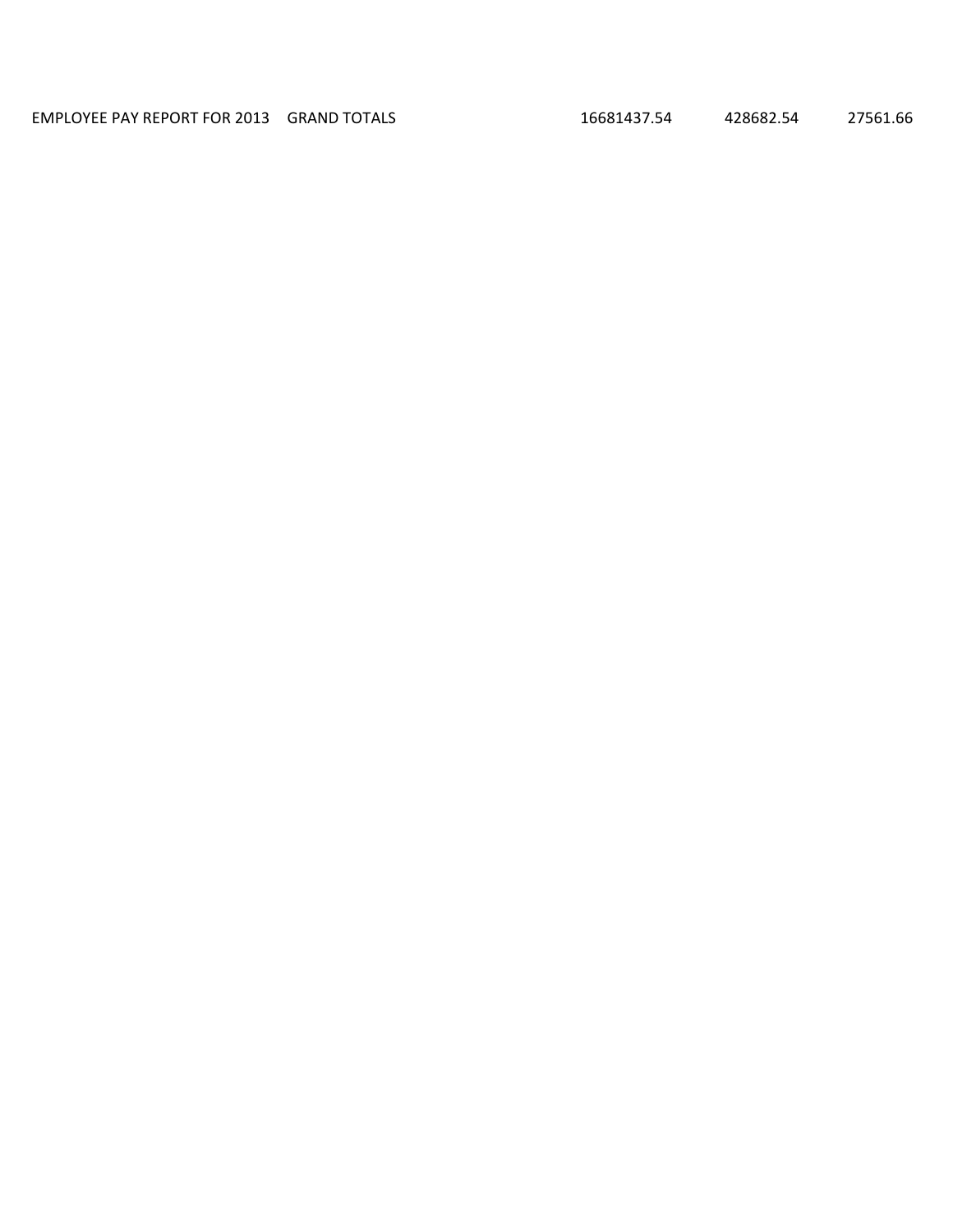| | | | | |
|---|---|---|---|---|
| EMPLOYEE PAY REPORT FOR 2013 | GRAND TOTALS | 16681437.54 | 428682.54 | 27561.66 |